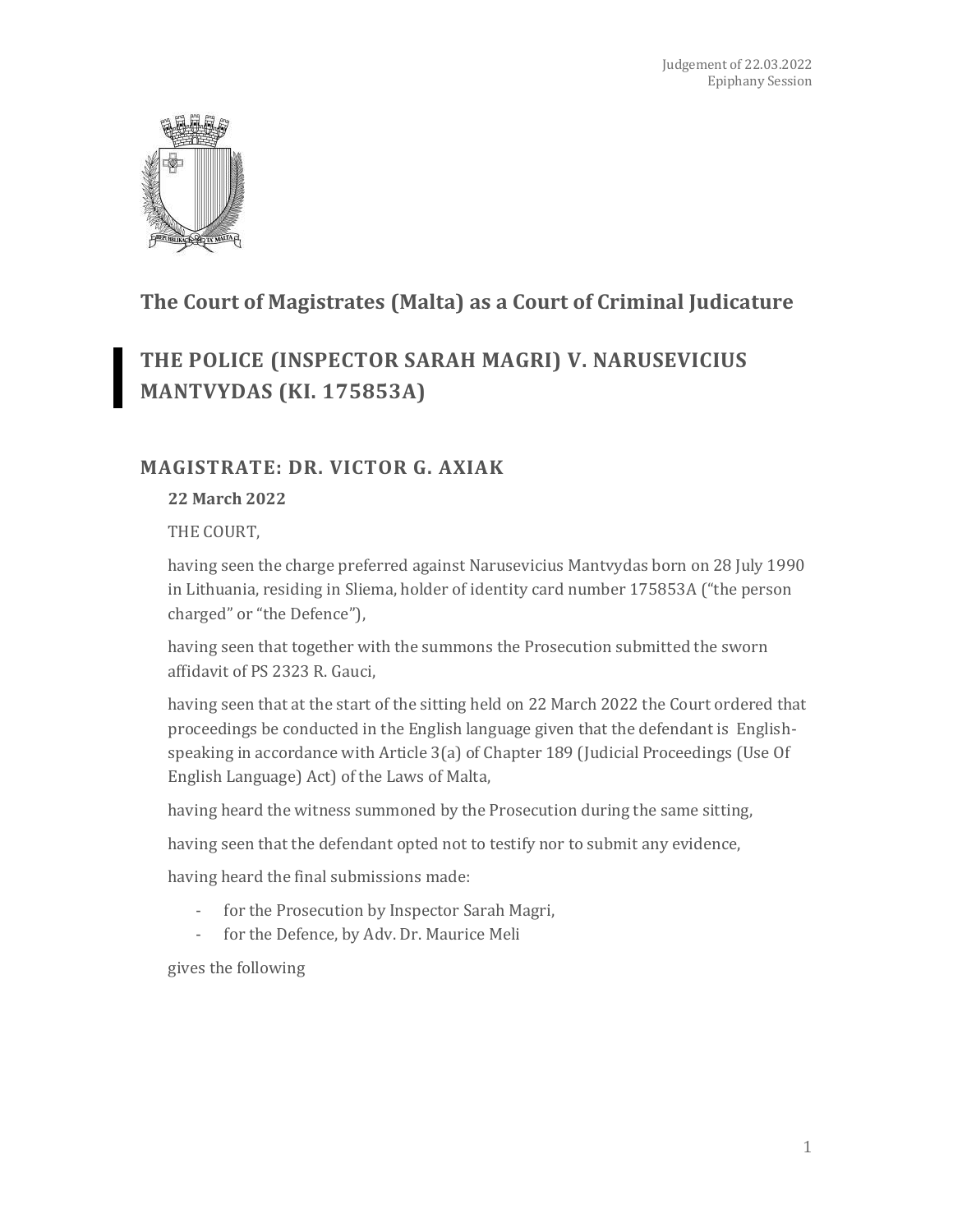## The Court of Magistrates (Malta) as a Court of Criminal Judicature

# THE POLICE (INSPECTOR SARAH MAGRI) V. NARUSEVICIUS MANTVYDAS (KI. 175853A)

## MAGISTRATE: DR. VICTOR G. AXIAK

**22 March 2022**

THE COURT,

having seen the charge preferred against Narusevicius Mantvydas born on 28 July 1990 in Lithuania, residing in Sliema, holder of identity card number 175853A ("the person charged" or "the Defence"),

having seen that together with the summons the Prosecution submitted the sworn affidavit of PS 2323 R. Gauci,

having seen that at the start of the sitting held on 22 March 2022 the Court ordered that proceedings be conducted in the English language given that the defendant is English-speaking in accordance with Article 3(a) of Chapter 189 (Judicial Proceedings (Use Of English Language) Act) of the Laws of Malta,

having heard the witness summoned by the Prosecution during the same sitting,

having seen that the defendant opted not to testify nor to submit any evidence,

having heard the final submissions made:

- for the Prosecution by Inspector Sarah Magri,
- for the Defence, by Adv. Dr. Maurice Meli

gives the following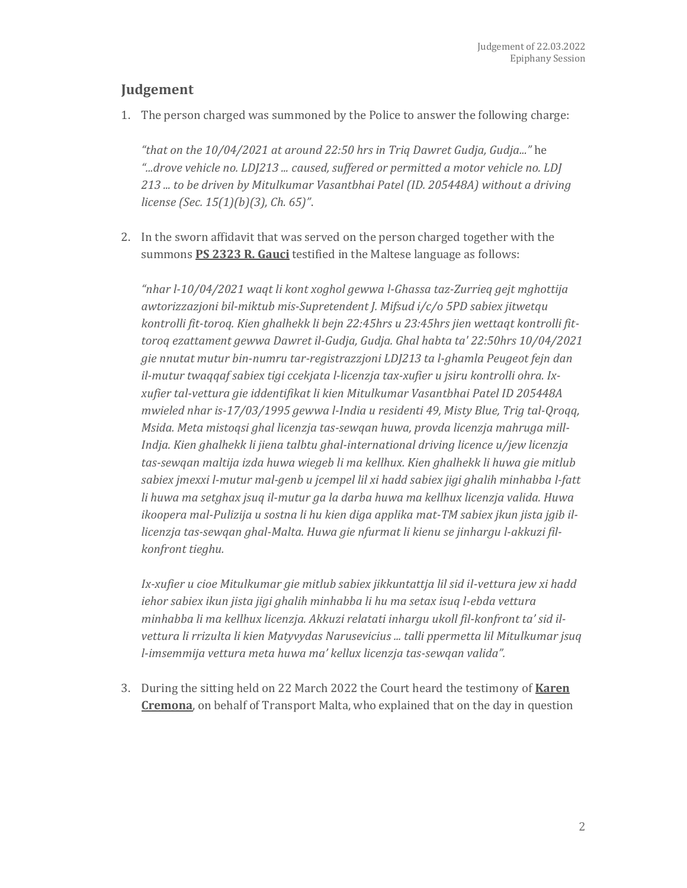## Judgement

1. The person charged was summoned by the Police to answer the following charge:

   *"that on the 10/04/2021 at around 22:50 hrs in Triq Dawret Gudja, Gudja..."* he *"...drove vehicle no. LDJ213 ... caused, suffered or permitted a motor vehicle no. LDJ 213 ... to be driven by Mitulkumar Vasantbhai Patel (ID. 205448A) without a driving license (Sec. 15(1)(b)(3), Ch. 65)"*.

2. In the sworn affidavit that was served on the person charged together with the summons **PS 2323 R. Gauci** testified in the Maltese language as follows:

   *"nhar l-10/04/2021 waqt li kont xoghol gewwa l-Ghassa taz-Zurrieq gejt mghottija awtorizzazjoni bil-miktub mis-Supretendent J. Mifsud i/c/o 5PD sabiex jitwetqu kontrolli fit-toroq. Kien ghalhekk li bejn 22:45hrs u 23:45hrs jien wettaqt kontrolli fit-toroq ezattament gewwa Dawret il-Gudja, Gudja. Ghal habta ta' 22:50hrs 10/04/2021 gie nnutat mutur bin-numru tar-registrazzjoni LDJ213 ta l-ghamla Peugeot fejn dan il-mutur twaqqaf sabiex tigi ccekjata l-licenzja tax-xufier u jsiru kontrolli ohra. Ix-xufier tal-vettura gie iddentifikat li kien Mitulkumar Vasantbhai Patel ID 205448A mwieled nhar is-17/03/1995 gewwa l-India u residenti 49, Misty Blue, Trig tal-Qroqq, Msida. Meta mistoqsi ghal licenzja tas-sewqan huwa, provda licenzja mahruga mill-Indja. Kien ghalhekk li jiena talbtu ghal-international driving licence u/jew licenzja tas-sewqan maltija izda huwa wiegeb li ma kellhux. Kien ghalhekk li huwa gie mitlub sabiex jmexxi l-mutur mal-genb u jcempel lil xi hadd sabiex jigi ghalih minhabba l-fatt li huwa ma setghax jsuq il-mutur ga la darba huwa ma kellhux licenzja valida. Huwa ikoopera mal-Pulizija u sostna li hu kien diga applika mat-TM sabiex jkun jista jgib il-licenzja tas-sewqan ghal-Malta. Huwa gie nfurmat li kienu se jinhargu l-akkuzi fil-konfront tieghu.*

   *Ix-xufier u cioe Mitulkumar gie mitlub sabiex jikkuntattja lil sid il-vettura jew xi hadd iehor sabiex ikun jista jigi ghalih minhabba li hu ma setax isuq l-ebda vettura minhabba li ma kellhux licenzja. Akkuzi relatati inhargu ukoll fil-konfront ta' sid il-vettura li rrizulta li kien Matyvydas Narusevicius ... talli ppermetta lil Mitulkumar jsuq l-imsemmija vettura meta huwa ma' kellux licenzja tas-sewqan valida".*

3. During the sitting held on 22 March 2022 the Court heard the testimony of **Karen Cremona**, on behalf of Transport Malta, who explained that on the day in question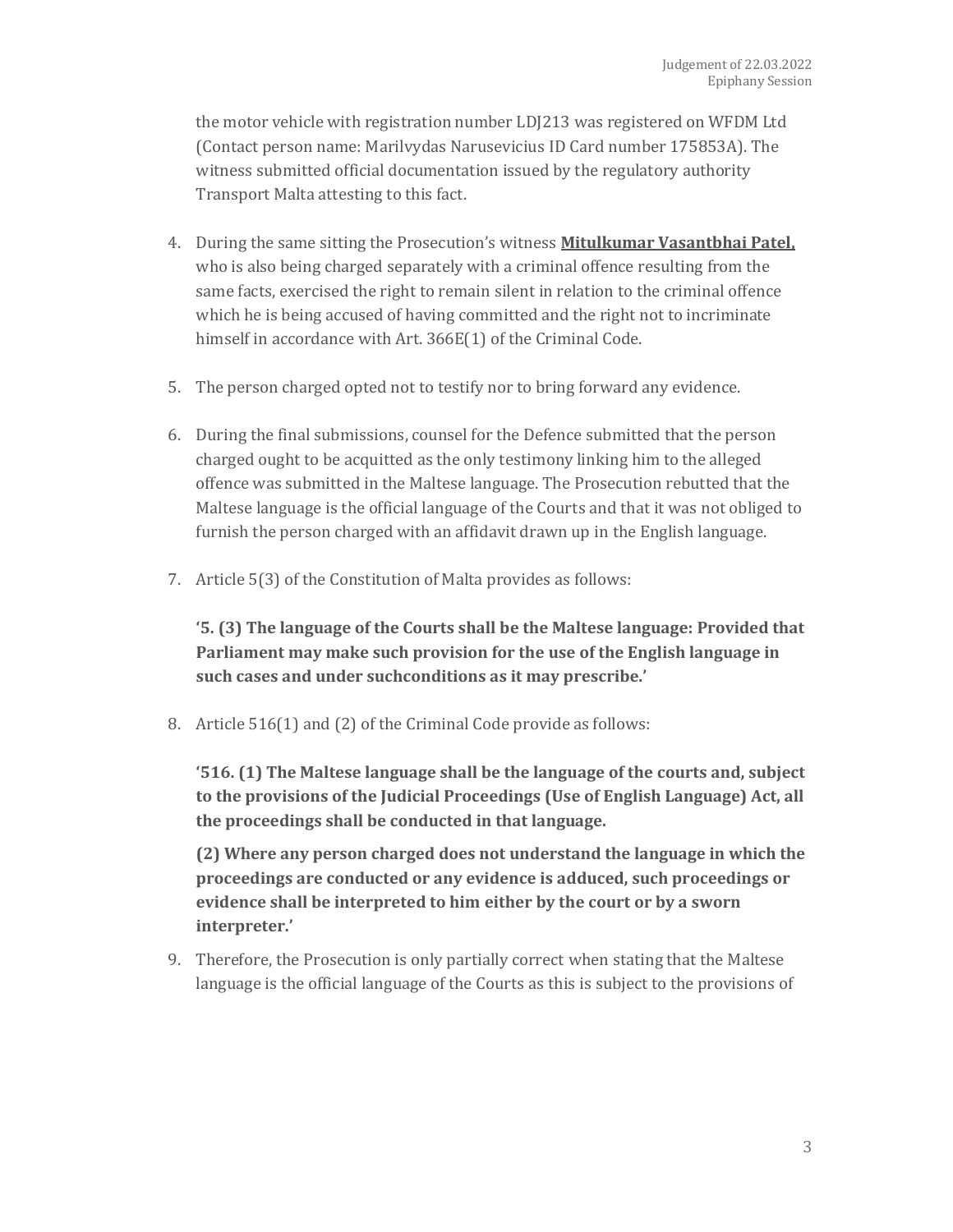the motor vehicle with registration number LDJ213 was registered on WFDM Ltd (Contact person name: Marilvydas Narusevicius ID Card number 175853A). The witness submitted official documentation issued by the regulatory authority Transport Malta attesting to this fact.

4. During the same sitting the Prosecution's witness **Mitulkumar Vasantbhai Patel,** who is also being charged separately with a criminal offence resulting from the same facts, exercised the right to remain silent in relation to the criminal offence which he is being accused of having committed and the right not to incriminate himself in accordance with Art. 366E(1) of the Criminal Code.

5. The person charged opted not to testify nor to bring forward any evidence.

6. During the final submissions, counsel for the Defence submitted that the person charged ought to be acquitted as the only testimony linking him to the alleged offence was submitted in the Maltese language. The Prosecution rebutted that the Maltese language is the official language of the Courts and that it was not obliged to furnish the person charged with an affidavit drawn up in the English language.

7. Article 5(3) of the Constitution of Malta provides as follows:

   **'5. (3) The language of the Courts shall be the Maltese language: Provided that Parliament may make such provision for the use of the English language in such cases and under suchconditions as it may prescribe.'**

8. Article 516(1) and (2) of the Criminal Code provide as follows:

   **'516. (1) The Maltese language shall be the language of the courts and, subject to the provisions of the Judicial Proceedings (Use of English Language) Act, all the proceedings shall be conducted in that language.**

   **(2) Where any person charged does not understand the language in which the proceedings are conducted or any evidence is adduced, such proceedings or evidence shall be interpreted to him either by the court or by a sworn interpreter.'**

9. Therefore, the Prosecution is only partially correct when stating that the Maltese language is the official language of the Courts as this is subject to the provisions of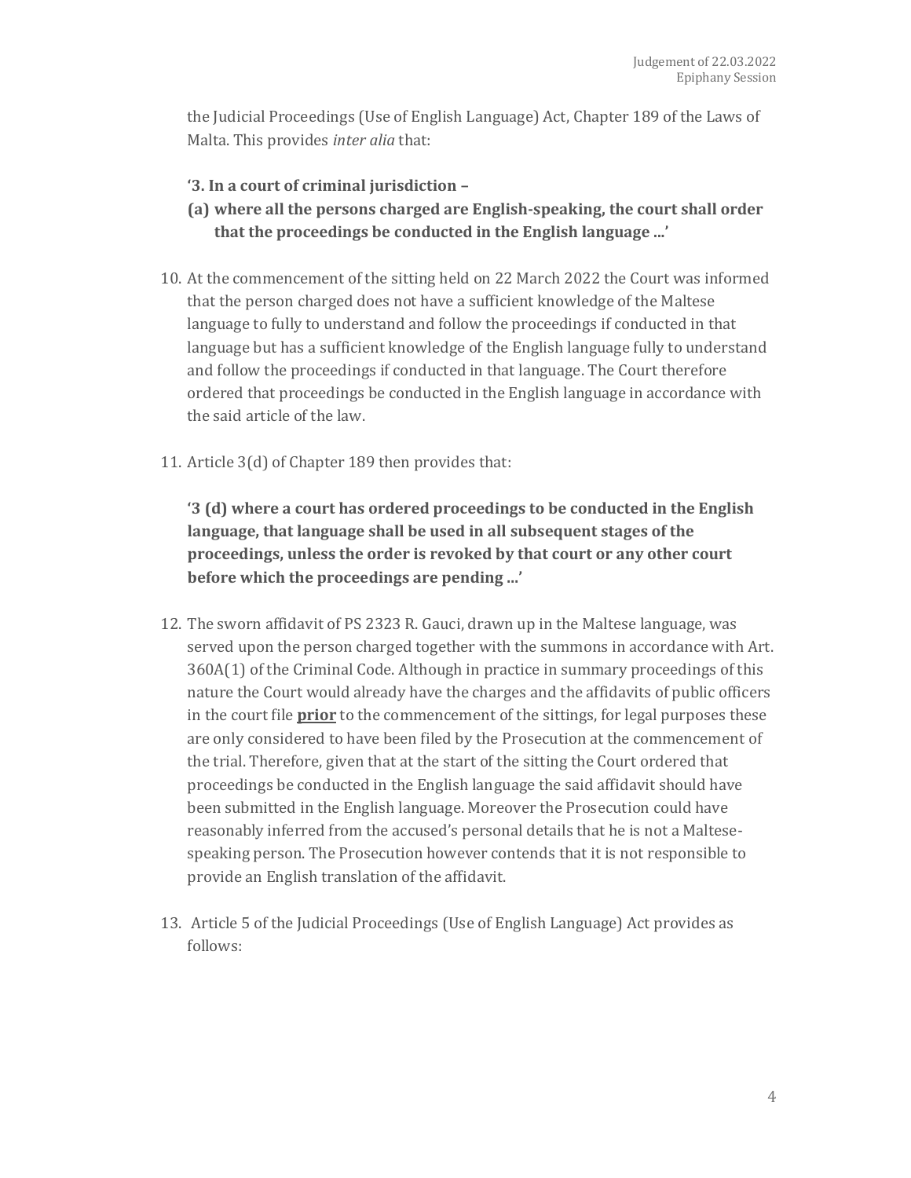the Judicial Proceedings (Use of English Language) Act, Chapter 189 of the Laws of Malta. This provides *inter alia* that:

> **'3. In a court of criminal jurisdiction –**
>
> **(a) where all the persons charged are English-speaking, the court shall order that the proceedings be conducted in the English language ...'**

10. At the commencement of the sitting held on 22 March 2022 the Court was informed that the person charged does not have a sufficient knowledge of the Maltese language to fully to understand and follow the proceedings if conducted in that language but has a sufficient knowledge of the English language fully to understand and follow the proceedings if conducted in that language. The Court therefore ordered that proceedings be conducted in the English language in accordance with the said article of the law.

11. Article 3(d) of Chapter 189 then provides that:

> **'3 (d) where a court has ordered proceedings to be conducted in the English language, that language shall be used in all subsequent stages of the proceedings, unless the order is revoked by that court or any other court before which the proceedings are pending ...'**

12. The sworn affidavit of PS 2323 R. Gauci, drawn up in the Maltese language, was served upon the person charged together with the summons in accordance with Art. 360A(1) of the Criminal Code. Although in practice in summary proceedings of this nature the Court would already have the charges and the affidavits of public officers in the court file **<u>prior</u>** to the commencement of the sittings, for legal purposes these are only considered to have been filed by the Prosecution at the commencement of the trial. Therefore, given that at the start of the sitting the Court ordered that proceedings be conducted in the English language the said affidavit should have been submitted in the English language. Moreover the Prosecution could have reasonably inferred from the accused's personal details that he is not a Maltese-speaking person. The Prosecution however contends that it is not responsible to provide an English translation of the affidavit.

13. Article 5 of the Judicial Proceedings (Use of English Language) Act provides as follows: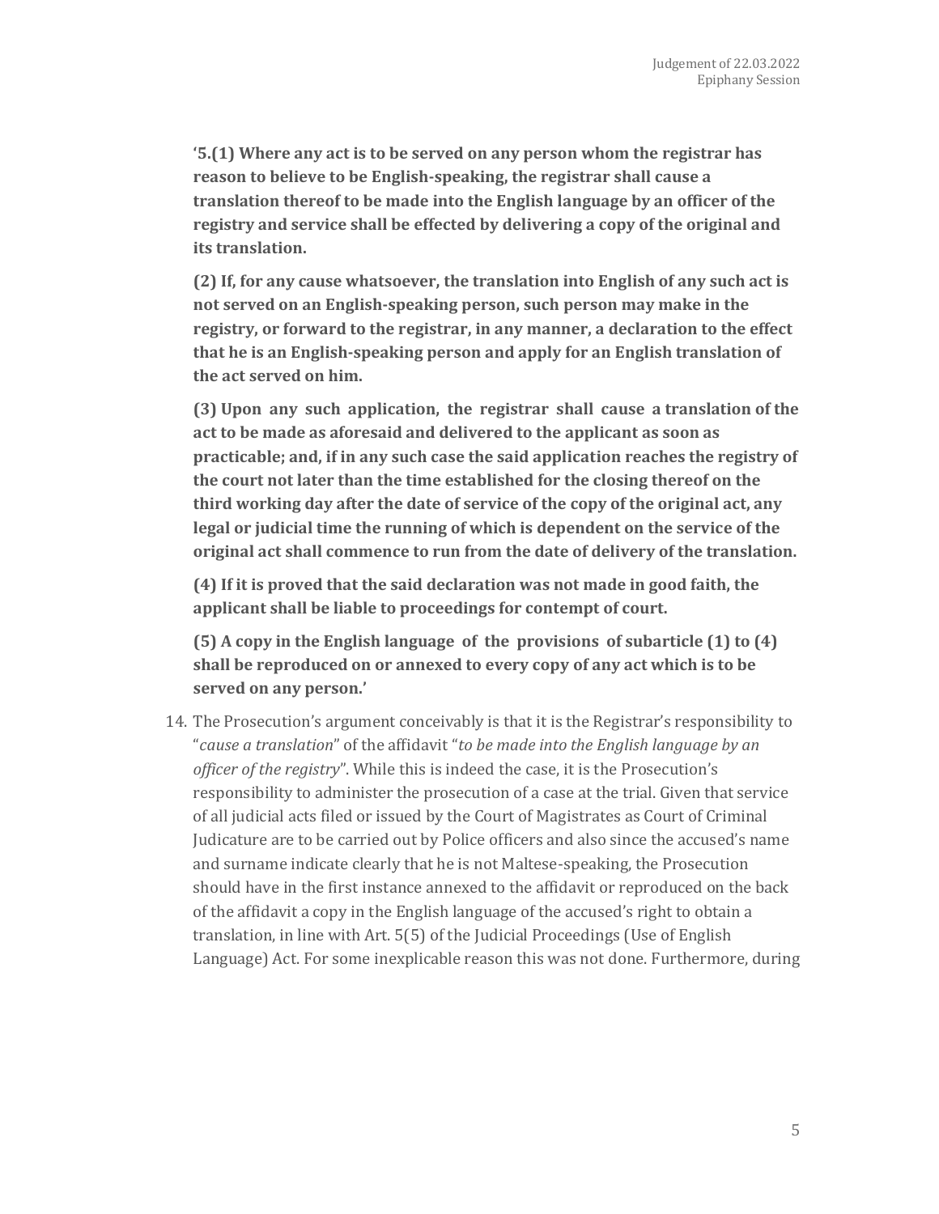**'5.(1) Where any act is to be served on any person whom the registrar has reason to believe to be English-speaking, the registrar shall cause a translation thereof to be made into the English language by an officer of the registry and service shall be effected by delivering a copy of the original and its translation.**

**(2) If, for any cause whatsoever, the translation into English of any such act is not served on an English-speaking person, such person may make in the registry, or forward to the registrar, in any manner, a declaration to the effect that he is an English-speaking person and apply for an English translation of the act served on him.**

**(3) Upon any such application, the registrar shall cause a translation of the act to be made as aforesaid and delivered to the applicant as soon as practicable; and, if in any such case the said application reaches the registry of the court not later than the time established for the closing thereof on the third working day after the date of service of the copy of the original act, any legal or judicial time the running of which is dependent on the service of the original act shall commence to run from the date of delivery of the translation.**

**(4) If it is proved that the said declaration was not made in good faith, the applicant shall be liable to proceedings for contempt of court.**

**(5) A copy in the English language of the provisions of subarticle (1) to (4) shall be reproduced on or annexed to every copy of any act which is to be served on any person.'**

14. The Prosecution's argument conceivably is that it is the Registrar's responsibility to "*cause a translation*" of the affidavit "*to be made into the English language by an officer of the registry*". While this is indeed the case, it is the Prosecution's responsibility to administer the prosecution of a case at the trial. Given that service of all judicial acts filed or issued by the Court of Magistrates as Court of Criminal Judicature are to be carried out by Police officers and also since the accused's name and surname indicate clearly that he is not Maltese-speaking, the Prosecution should have in the first instance annexed to the affidavit or reproduced on the back of the affidavit a copy in the English language of the accused's right to obtain a translation, in line with Art. 5(5) of the Judicial Proceedings (Use of English Language) Act. For some inexplicable reason this was not done. Furthermore, during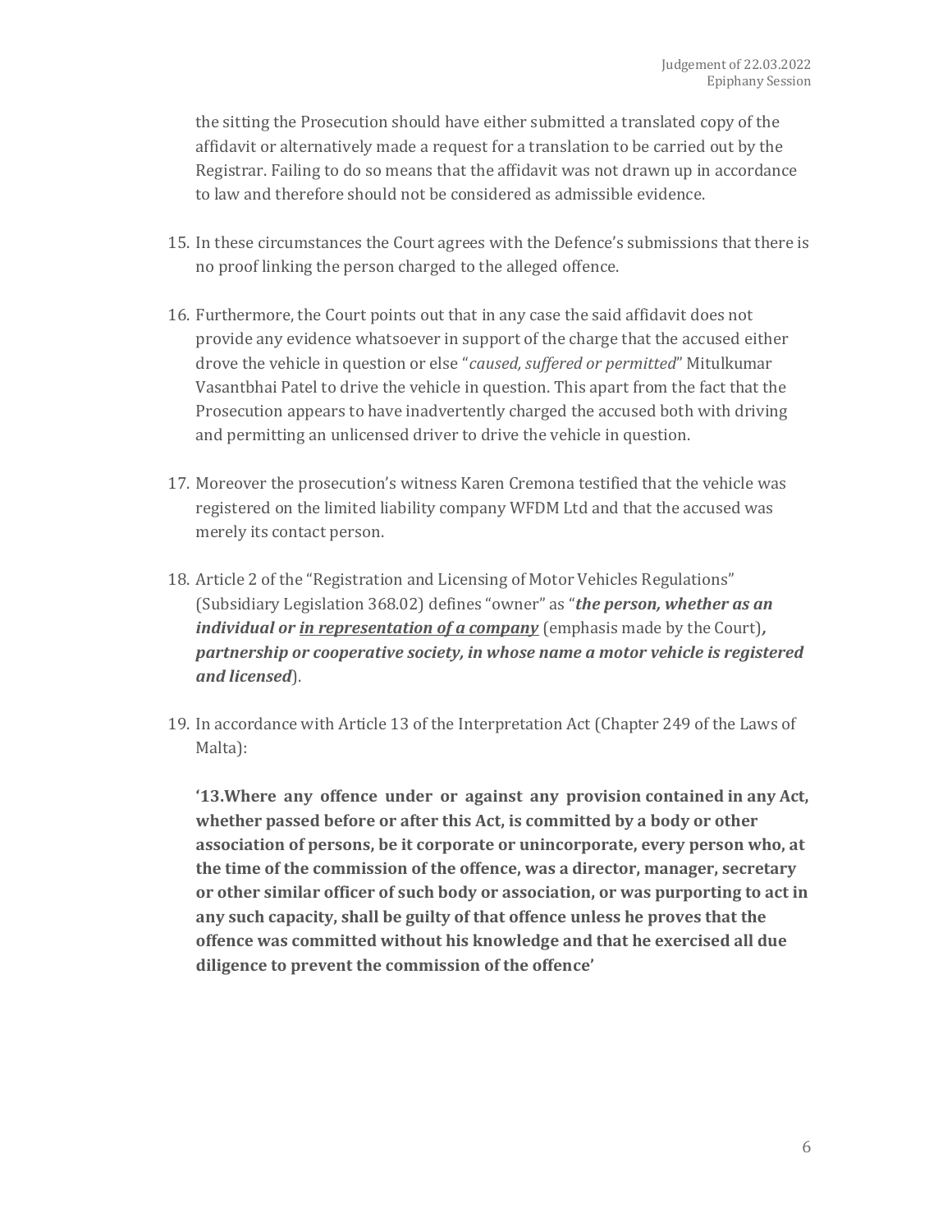the sitting the Prosecution should have either submitted a translated copy of the affidavit or alternatively made a request for a translation to be carried out by the Registrar. Failing to do so means that the affidavit was not drawn up in accordance to law and therefore should not be considered as admissible evidence.

15. In these circumstances the Court agrees with the Defence's submissions that there is no proof linking the person charged to the alleged offence.

16. Furthermore, the Court points out that in any case the said affidavit does not provide any evidence whatsoever in support of the charge that the accused either drove the vehicle in question or else "*caused, suffered or permitted*" Mitulkumar Vasantbhai Patel to drive the vehicle in question. This apart from the fact that the Prosecution appears to have inadvertently charged the accused both with driving and permitting an unlicensed driver to drive the vehicle in question.

17. Moreover the prosecution's witness Karen Cremona testified that the vehicle was registered on the limited liability company WFDM Ltd and that the accused was merely its contact person.

18. Article 2 of the "Registration and Licensing of Motor Vehicles Regulations" (Subsidiary Legislation 368.02) defines "owner" as "***the person, whether as an individual or <u>in representation of a company</u>*** (emphasis made by the Court)***, partnership or cooperative society, in whose name a motor vehicle is registered and licensed***).

19. In accordance with Article 13 of the Interpretation Act (Chapter 249 of the Laws of Malta):

    **'13.Where any offence under or against any provision contained in any Act, whether passed before or after this Act, is committed by a body or other association of persons, be it corporate or unincorporate, every person who, at the time of the commission of the offence, was a director, manager, secretary or other similar officer of such body or association, or was purporting to act in any such capacity, shall be guilty of that offence unless he proves that the offence was committed without his knowledge and that he exercised all due diligence to prevent the commission of the offence'**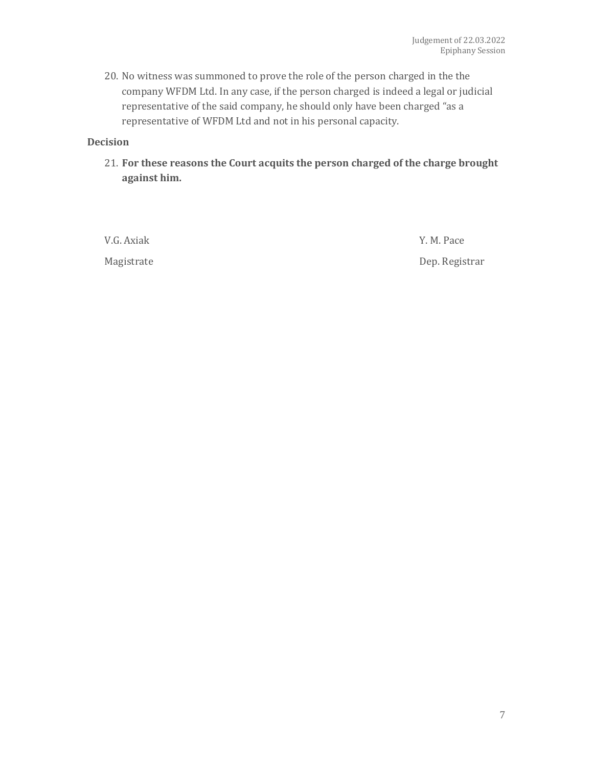20. No witness was summoned to prove the role of the person charged in the the company WFDM Ltd. In any case, if the person charged is indeed a legal or judicial representative of the said company, he should only have been charged "as a representative of WFDM Ltd and not in his personal capacity.

**Decision**

21. **For these reasons the Court acquits the person charged of the charge brought against him.**

| | |
|---|---|
| V.G. Axiak | Y. M. Pace |
| Magistrate | Dep. Registrar |